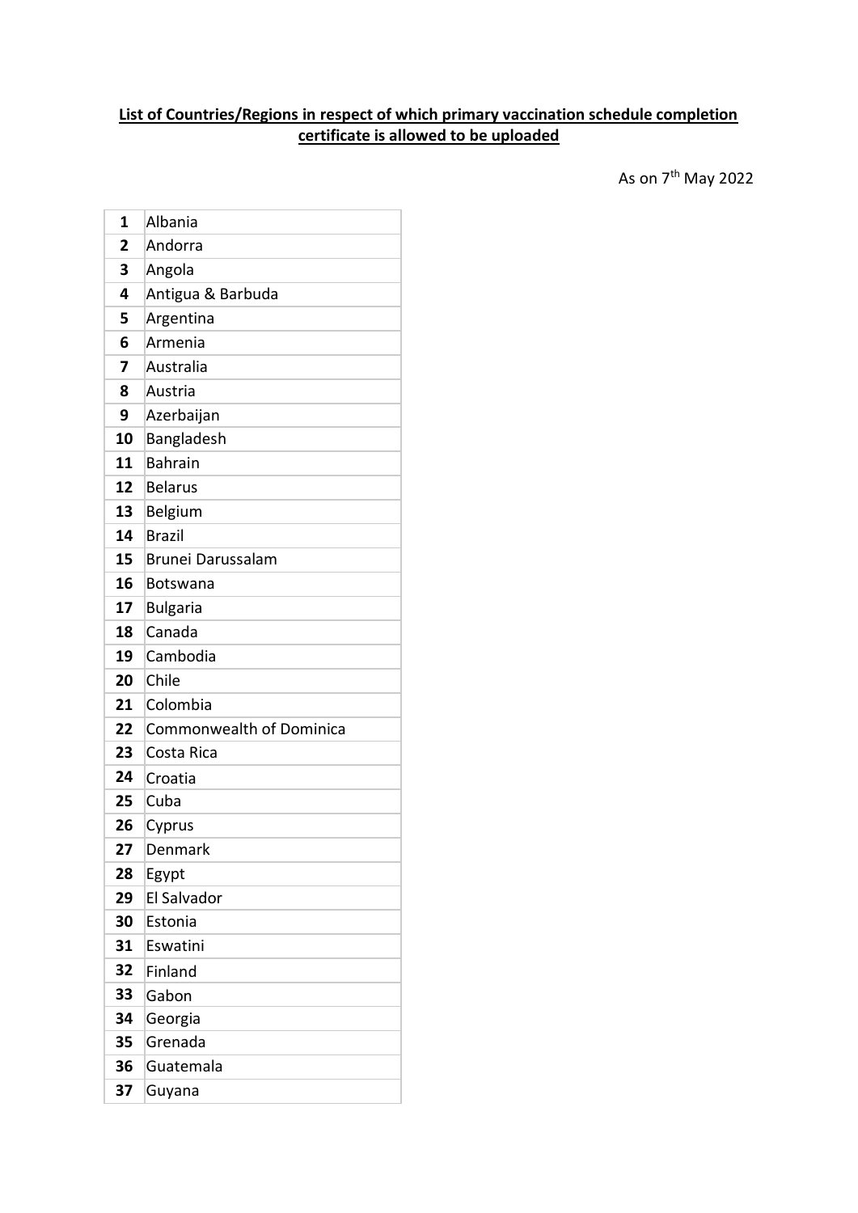**List of Countries/Regions in respect of which primary vaccination schedule completion certificate is allowed to be uploaded**

As on 7th May 2022

| | |
|---|---|
| 1 | Albania |
| 2 | Andorra |
| 3 | Angola |
| 4 | Antigua & Barbuda |
| 5 | Argentina |
| 6 | Armenia |
| 7 | Australia |
| 8 | Austria |
| 9 | Azerbaijan |
| 10 | Bangladesh |
| 11 | Bahrain |
| 12 | Belarus |
| 13 | Belgium |
| 14 | Brazil |
| 15 | Brunei Darussalam |
| 16 | Botswana |
| 17 | Bulgaria |
| 18 | Canada |
| 19 | Cambodia |
| 20 | Chile |
| 21 | Colombia |
| 22 | Commonwealth of Dominica |
| 23 | Costa Rica |
| 24 | Croatia |
| 25 | Cuba |
| 26 | Cyprus |
| 27 | Denmark |
| 28 | Egypt |
| 29 | El Salvador |
| 30 | Estonia |
| 31 | Eswatini |
| 32 | Finland |
| 33 | Gabon |
| 34 | Georgia |
| 35 | Grenada |
| 36 | Guatemala |
| 37 | Guyana |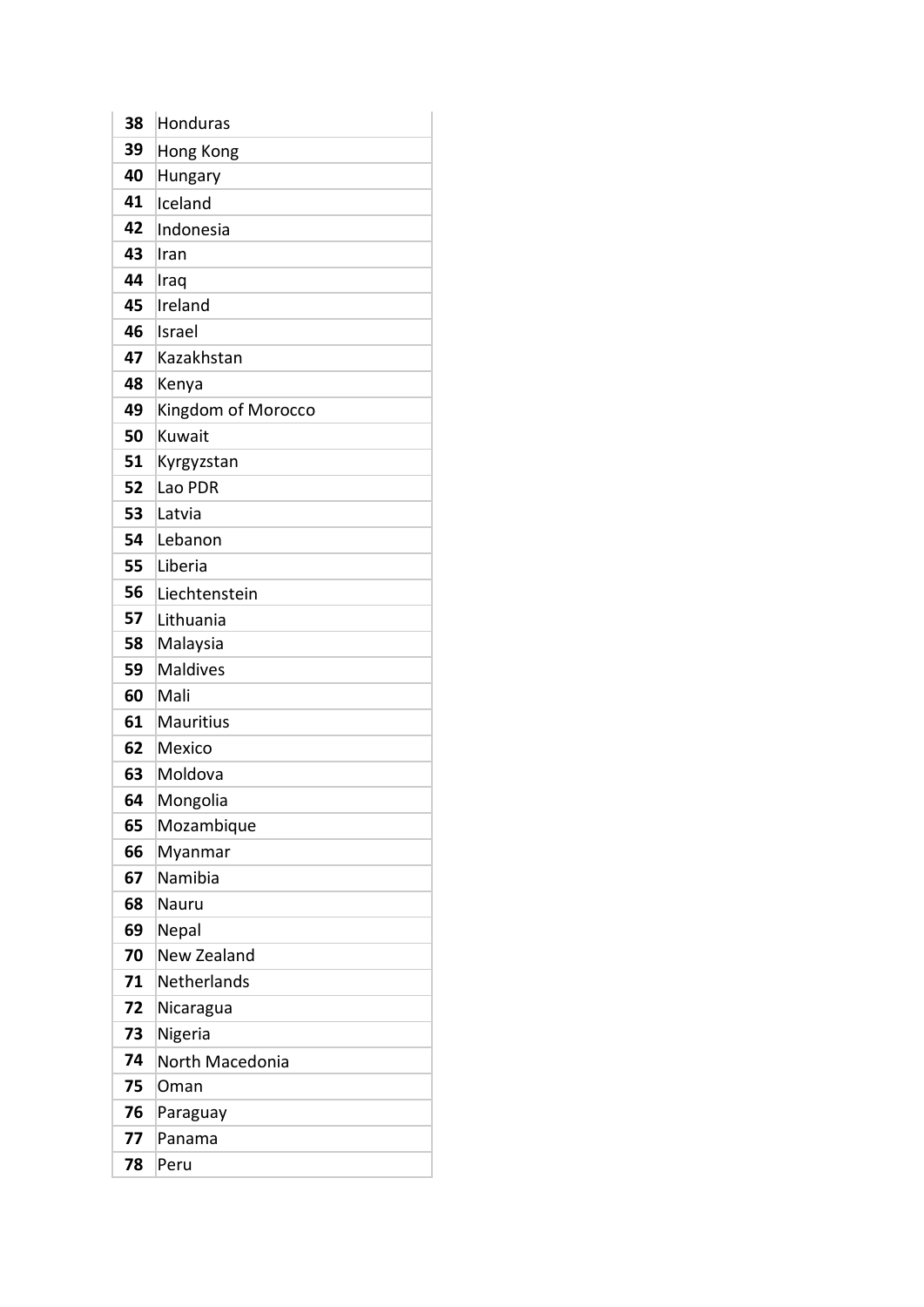| 38 | Honduras |
|---|---|
| 39 | Hong Kong |
| 40 | Hungary |
| 41 | Iceland |
| 42 | Indonesia |
| 43 | Iran |
| 44 | Iraq |
| 45 | Ireland |
| 46 | Israel |
| 47 | Kazakhstan |
| 48 | Kenya |
| 49 | Kingdom of Morocco |
| 50 | Kuwait |
| 51 | Kyrgyzstan |
| 52 | Lao PDR |
| 53 | Latvia |
| 54 | Lebanon |
| 55 | Liberia |
| 56 | Liechtenstein |
| 57 | Lithuania |
| 58 | Malaysia |
| 59 | Maldives |
| 60 | Mali |
| 61 | Mauritius |
| 62 | Mexico |
| 63 | Moldova |
| 64 | Mongolia |
| 65 | Mozambique |
| 66 | Myanmar |
| 67 | Namibia |
| 68 | Nauru |
| 69 | Nepal |
| 70 | New Zealand |
| 71 | Netherlands |
| 72 | Nicaragua |
| 73 | Nigeria |
| 74 | North Macedonia |
| 75 | Oman |
| 76 | Paraguay |
| 77 | Panama |
| 78 | Peru |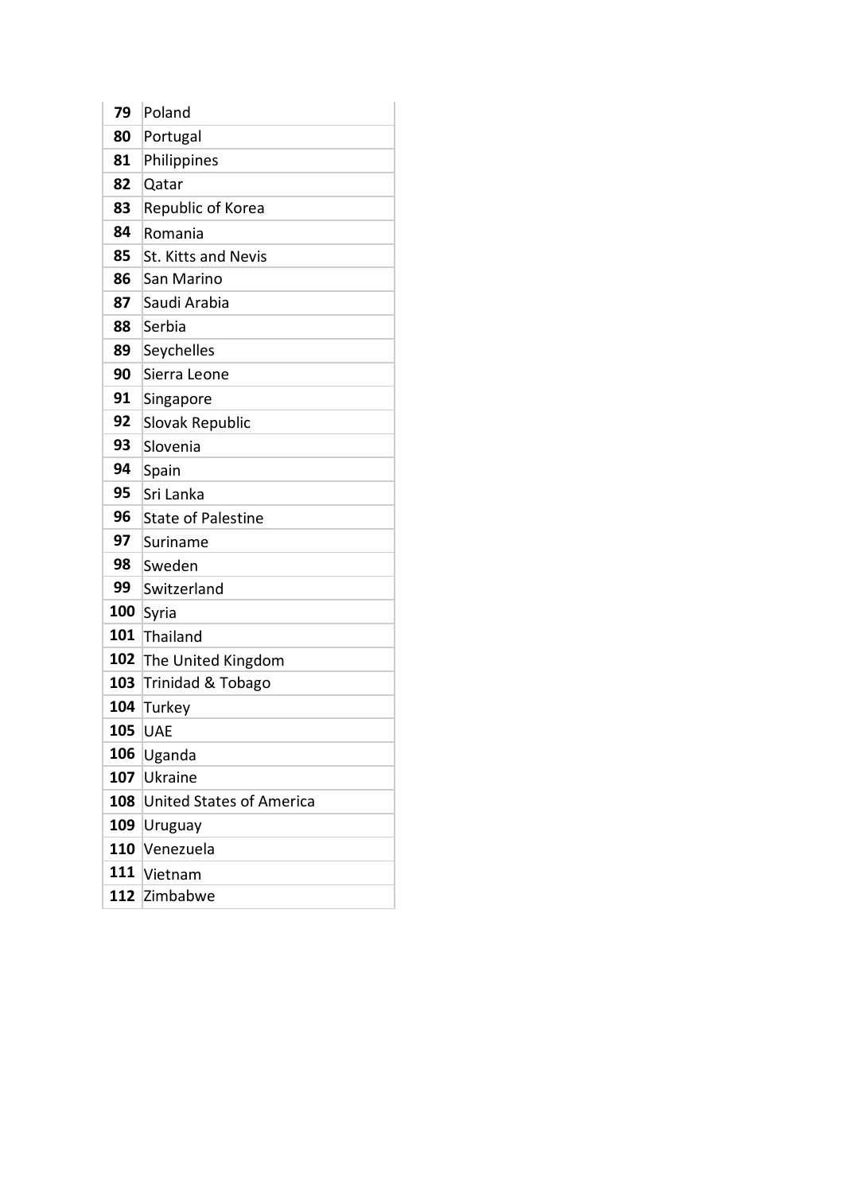| | |
|---|---|
| **79** | Poland |
| **80** | Portugal |
| **81** | Philippines |
| **82** | Qatar |
| **83** | Republic of Korea |
| **84** | Romania |
| **85** | St. Kitts and Nevis |
| **86** | San Marino |
| **87** | Saudi Arabia |
| **88** | Serbia |
| **89** | Seychelles |
| **90** | Sierra Leone |
| **91** | Singapore |
| **92** | Slovak Republic |
| **93** | Slovenia |
| **94** | Spain |
| **95** | Sri Lanka |
| **96** | State of Palestine |
| **97** | Suriname |
| **98** | Sweden |
| **99** | Switzerland |
| **100** | Syria |
| **101** | Thailand |
| **102** | The United Kingdom |
| **103** | Trinidad & Tobago |
| **104** | Turkey |
| **105** | UAE |
| **106** | Uganda |
| **107** | Ukraine |
| **108** | United States of America |
| **109** | Uruguay |
| **110** | Venezuela |
| **111** | Vietnam |
| **112** | Zimbabwe |